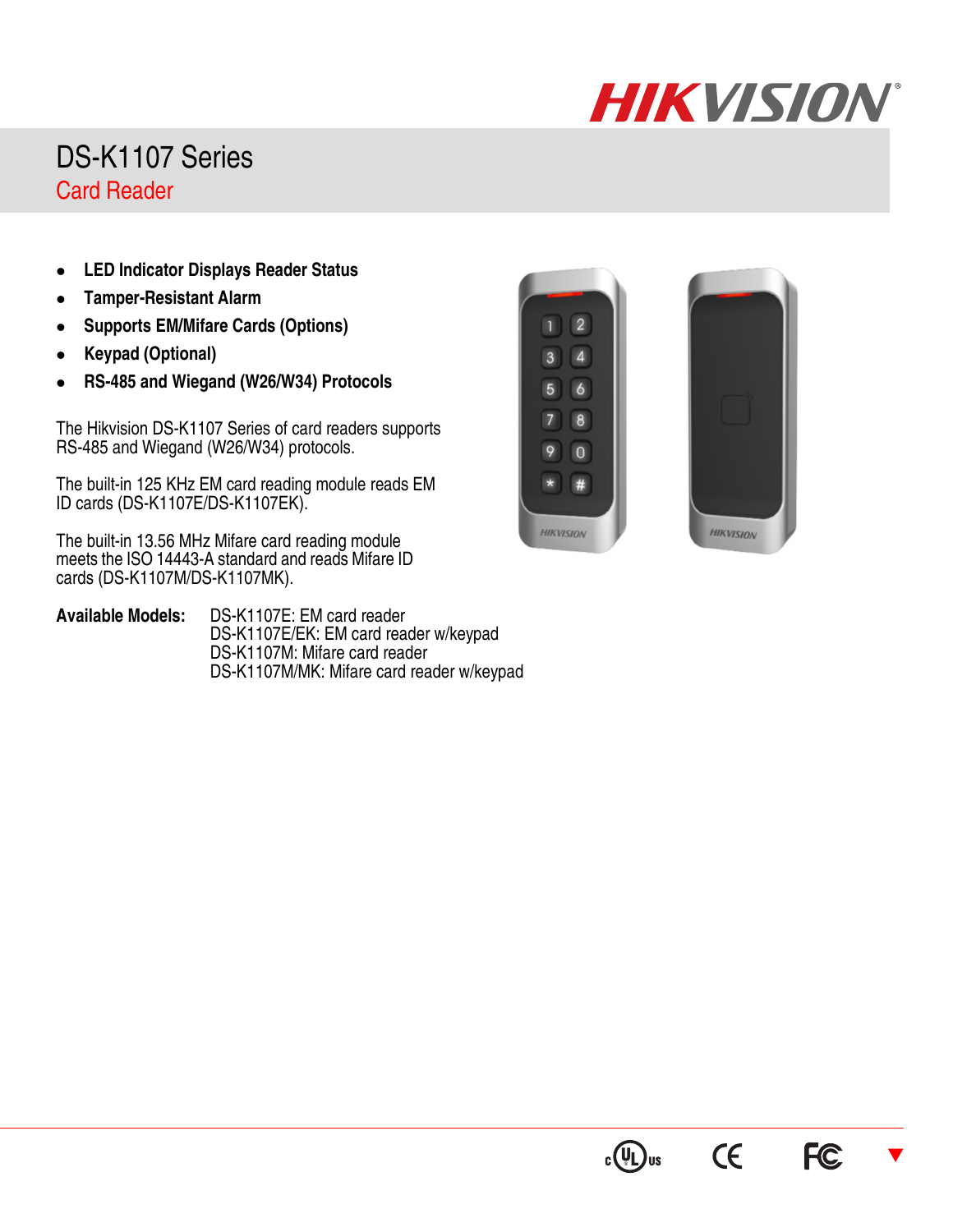# DS-K1107 Series

## Card Reader

- **LED Indicator Displays Reader Status**
- **Tamper-Resistant Alarm**
- **Supports EM/Mifare Cards (Options)**
- **Keypad (Optional)**
- **RS-485 and Wiegand (W26/W34) Protocols**

The Hikvision DS-K1107 Series of card readers supports RS-485 and Wiegand (W26/W34) protocols.

The built-in 125 KHz EM card reading module reads EM ID cards (DS-K1107E/DS-K1107EK).

The built-in 13.56 MHz Mifare card reading module meets the ISO 14443-A standard and reads Mifare ID cards (DS-K1107M/DS-K1107MK).

**Available Models:**

- DS-K1107E: EM card reader
- DS-K1107E/EK: EM card reader w/keypad
- DS-K1107M: Mifare card reader
- DS-K1107M/MK: Mifare card reader w/keypad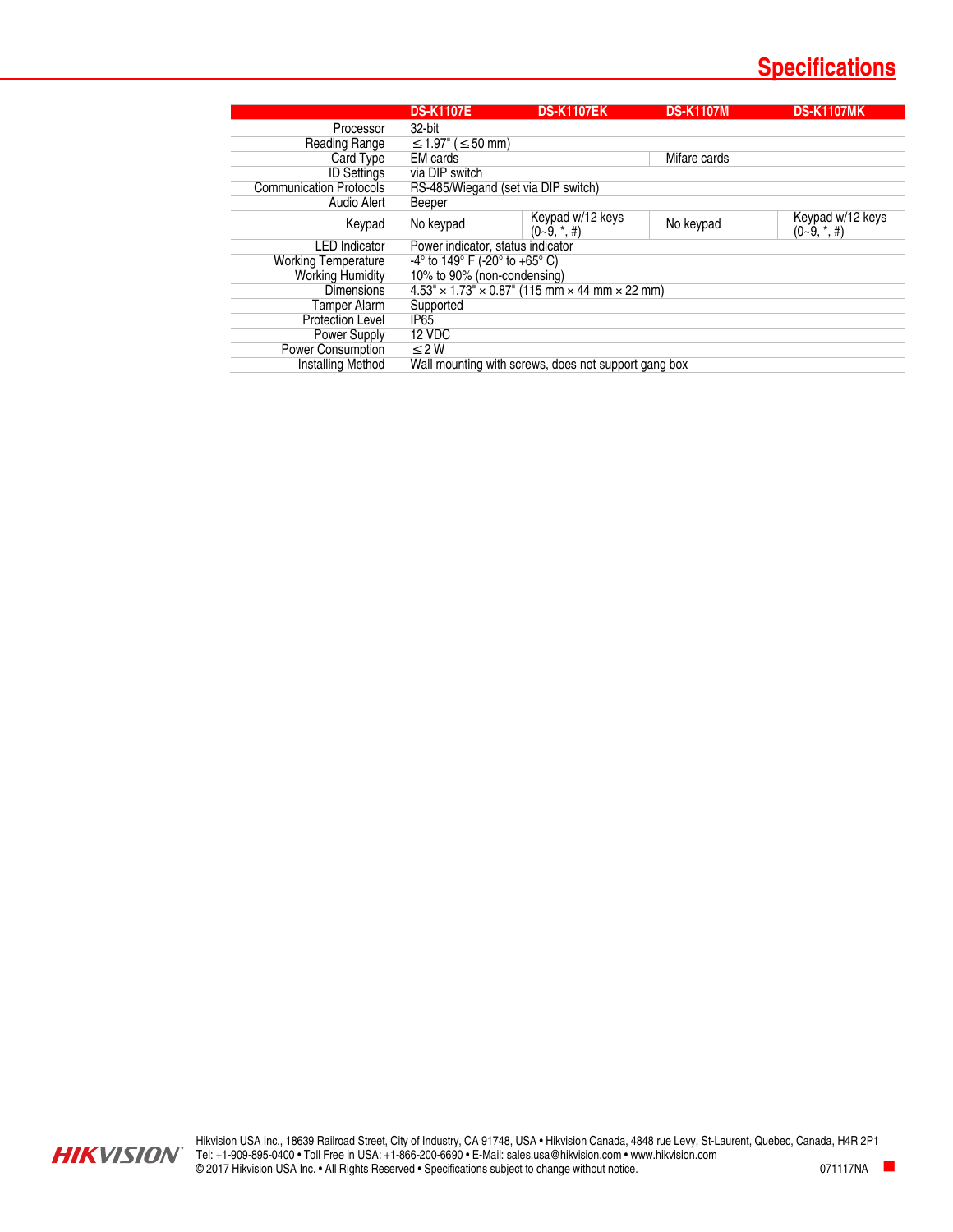## Specifications

| | DS-K1107E | DS-K1107EK | DS-K1107M | DS-K1107MK |
|---|---|---|---|---|
| Processor | 32-bit | | | |
| Reading Range | ≤1.97" (≤50 mm) | | | |
| Card Type | EM cards | | Mifare cards | |
| ID Settings | via DIP switch | | | |
| Communication Protocols | RS-485/Wiegand (set via DIP switch) | | | |
| Audio Alert | Beeper | | | |
| Keypad | No keypad | Keypad w/12 keys (0~9, *, #) | No keypad | Keypad w/12 keys (0~9, *, #) |
| LED Indicator | Power indicator, status indicator | | | |
| Working Temperature | -4° to 149° F (-20° to +65° C) | | | |
| Working Humidity | 10% to 90% (non-condensing) | | | |
| Dimensions | 4.53" × 1.73" × 0.87" (115 mm × 44 mm × 22 mm) | | | |
| Tamper Alarm | Supported | | | |
| Protection Level | IP65 | | | |
| Power Supply | 12 VDC | | | |
| Power Consumption | ≤2 W | | | |
| Installing Method | Wall mounting with screws, does not support gang box | | | |

HIKVISION

Hikvision USA Inc., 18639 Railroad Street, City of Industry, CA 91748, USA • Hikvision Canada, 4848 rue Levy, St-Laurent, Quebec, Canada, H4R 2P1
Tel: +1-909-895-0400 • Toll Free in USA: +1-866-200-6690 • E-Mail: sales.usa@hikvision.com • www.hikvision.com
© 2017 Hikvision USA Inc. • All Rights Reserved • Specifications subject to change without notice. 071117NA